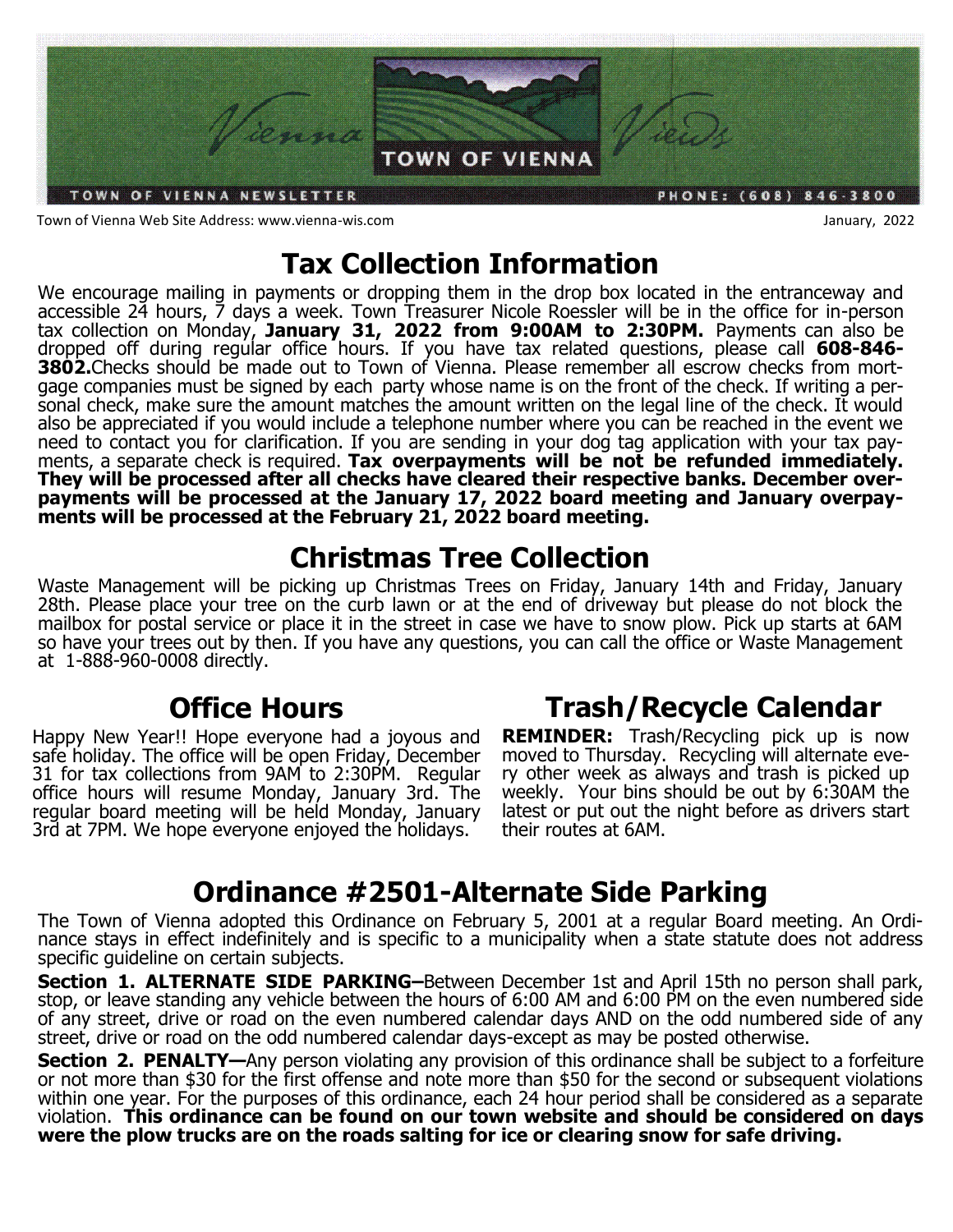# Vienna Views

TOWN OF VIENNA

TOWN OF VIENNA NEWSLETTER

PHONE: (608) 846-3800

Town of Vienna Web Site Address: www.vienna-wis.com

January, 2022

## Tax Collection Information

We encourage mailing in payments or dropping them in the drop box located in the entranceway and accessible 24 hours, 7 days a week. Town Treasurer Nicole Roessler will be in the office for in-person tax collection on Monday**, January 31, 2022 from 9:00AM to 2:30PM.** Payments can also be dropped off during regular office hours. If you have tax related questions, please call **608-846-3802.**Checks should be made out to Town of Vienna. Please remember all escrow checks from mortgage companies must be signed by each party whose name is on the front of the check. If writing a personal check, make sure the amount matches the amount written on the legal line of the check. It would also be appreciated if you would include a telephone number where you can be reached in the event we need to contact you for clarification. If you are sending in your dog tag application with your tax payments, a separate check is required. **Tax overpayments will be not be refunded immediately. They will be processed after all checks have cleared their respective banks. December overpayments will be processed at the January 17, 2022 board meeting and January overpayments will be processed at the February 21, 2022 board meeting.**

## Christmas Tree Collection

Waste Management will be picking up Christmas Trees on Friday, January 14th and Friday, January 28th. Please place your tree on the curb lawn or at the end of driveway but please do not block the mailbox for postal service or place it in the street in case we have to snow plow. Pick up starts at 6AM so have your trees out by then. If you have any questions, you can call the office or Waste Management at 1-888-960-0008 directly.

## Office Hours

Happy New Year!! Hope everyone had a joyous and safe holiday. The office will be open Friday, December 31 for tax collections from 9AM to 2:30PM. Regular office hours will resume Monday, January 3rd. The regular board meeting will be held Monday, January 3rd at 7PM. We hope everyone enjoyed the holidays.

## Trash/Recycle Calendar

**REMINDER:** Trash/Recycling pick up is now moved to Thursday. Recycling will alternate every other week as always and trash is picked up weekly. Your bins should be out by 6:30AM the latest or put out the night before as drivers start their routes at 6AM.

## Ordinance #2501-Alternate Side Parking

The Town of Vienna adopted this Ordinance on February 5, 2001 at a regular Board meeting. An Ordinance stays in effect indefinitely and is specific to a municipality when a state statute does not address specific guideline on certain subjects.

**Section 1. ALTERNATE SIDE PARKING–**Between December 1st and April 15th no person shall park, stop, or leave standing any vehicle between the hours of 6:00 AM and 6:00 PM on the even numbered side of any street, drive or road on the even numbered calendar days AND on the odd numbered side of any street, drive or road on the odd numbered calendar days-except as may be posted otherwise.

**Section 2. PENALTY—**Any person violating any provision of this ordinance shall be subject to a forfeiture or not more than $30 for the first offense and note more than $50 for the second or subsequent violations within one year. For the purposes of this ordinance, each 24 hour period shall be considered as a separate violation. **This ordinance can be found on our town website and should be considered on days were the plow trucks are on the roads salting for ice or clearing snow for safe driving.**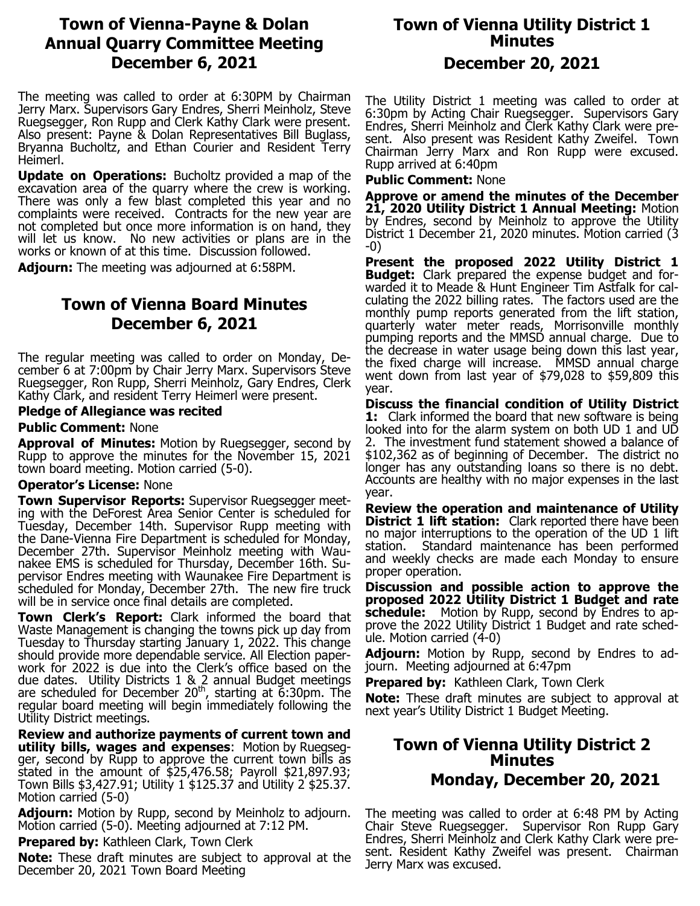## Town of Vienna-Payne & Dolan Annual Quarry Committee Meeting December 6, 2021

The meeting was called to order at 6:30PM by Chairman Jerry Marx. Supervisors Gary Endres, Sherri Meinholz, Steve Ruegsegger, Ron Rupp and Clerk Kathy Clark were present. Also present: Payne & Dolan Representatives Bill Buglass, Bryanna Bucholtz, and Ethan Courier and Resident Terry Heimerl.

**Update on Operations:** Bucholtz provided a map of the excavation area of the quarry where the crew is working. There was only a few blast completed this year and no complaints were received. Contracts for the new year are not completed but once more information is on hand, they will let us know. No new activities or plans are in the works or known of at this time. Discussion followed.

**Adjourn:** The meeting was adjourned at 6:58PM.

## Town of Vienna Board Minutes December 6, 2021

The regular meeting was called to order on Monday, December 6 at 7:00pm by Chair Jerry Marx. Supervisors Steve Ruegsegger, Ron Rupp, Sherri Meinholz, Gary Endres, Clerk Kathy Clark, and resident Terry Heimerl were present.

**Pledge of Allegiance was recited**

**Public Comment:** None

**Approval of Minutes:** Motion by Ruegsegger, second by Rupp to approve the minutes for the November 15, 2021 town board meeting. Motion carried (5-0).

**Operator's License:** None

**Town Supervisor Reports:** Supervisor Ruegsegger meeting with the DeForest Area Senior Center is scheduled for Tuesday, December 14th. Supervisor Rupp meeting with the Dane-Vienna Fire Department is scheduled for Monday, December 27th. Supervisor Meinholz meeting with Waunakee EMS is scheduled for Thursday, December 16th. Supervisor Endres meeting with Waunakee Fire Department is scheduled for Monday, December 27th. The new fire truck will be in service once final details are completed.

**Town Clerk's Report:** Clark informed the board that Waste Management is changing the towns pick up day from Tuesday to Thursday starting January 1, 2022. This change should provide more dependable service. All Election paperwork for 2022 is due into the Clerk's office based on the due dates. Utility Districts 1 & 2 annual Budget meetings are scheduled for December 20th, starting at 6:30pm. The regular board meeting will begin immediately following the Utility District meetings.

**Review and authorize payments of current town and utility bills, wages and expenses**: Motion by Ruegsegger, second by Rupp to approve the current town bills as stated in the amount of $25,476.58; Payroll $21,897.93; Town Bills $3,427.91; Utility 1 $125.37 and Utility 2 $25.37. Motion carried (5-0)

**Adjourn:** Motion by Rupp, second by Meinholz to adjourn. Motion carried (5-0). Meeting adjourned at 7:12 PM.

**Prepared by:** Kathleen Clark, Town Clerk

**Note:** These draft minutes are subject to approval at the December 20, 2021 Town Board Meeting

## Town of Vienna Utility District 1 Minutes December 20, 2021

The Utility District 1 meeting was called to order at 6:30pm by Acting Chair Ruegsegger. Supervisors Gary Endres, Sherri Meinholz and Clerk Kathy Clark were present. Also present was Resident Kathy Zweifel. Town Chairman Jerry Marx and Ron Rupp were excused. Rupp arrived at 6:40pm

**Public Comment:** None

**Approve or amend the minutes of the December 21, 2020 Utility District 1 Annual Meeting:** Motion by Endres, second by Meinholz to approve the Utility District 1 December 21, 2020 minutes. Motion carried (3-0)

**Present the proposed 2022 Utility District 1 Budget:** Clark prepared the expense budget and forwarded it to Meade & Hunt Engineer Tim Astfalk for calculating the 2022 billing rates. The factors used are the monthly pump reports generated from the lift station, quarterly water meter reads, Morrisonville monthly pumping reports and the MMSD annual charge. Due to the decrease in water usage being down this last year, the fixed charge will increase. MMSD annual charge went down from last year of $79,028 to $59,809 this year.

**Discuss the financial condition of Utility District 1:** Clark informed the board that new software is being looked into for the alarm system on both UD 1 and UD 2. The investment fund statement showed a balance of $102,362 as of beginning of December. The district no longer has any outstanding loans so there is no debt. Accounts are healthy with no major expenses in the last year.

**Review the operation and maintenance of Utility District 1 lift station:** Clark reported there have been no major interruptions to the operation of the UD 1 lift station. Standard maintenance has been performed and weekly checks are made each Monday to ensure proper operation.

**Discussion and possible action to approve the proposed 2022 Utility District 1 Budget and rate schedule:** Motion by Rupp, second by Endres to approve the 2022 Utility District 1 Budget and rate schedule. Motion carried (4-0)

**Adjourn:** Motion by Rupp, second by Endres to adjourn. Meeting adjourned at 6:47pm

**Prepared by:** Kathleen Clark, Town Clerk

**Note:** These draft minutes are subject to approval at next year's Utility District 1 Budget Meeting.

## Town of Vienna Utility District 2 Minutes Monday, December 20, 2021

The meeting was called to order at 6:48 PM by Acting Chair Steve Ruegsegger. Supervisor Ron Rupp Gary Endres, Sherri Meinholz and Clerk Kathy Clark were present. Resident Kathy Zweifel was present. Chairman Jerry Marx was excused.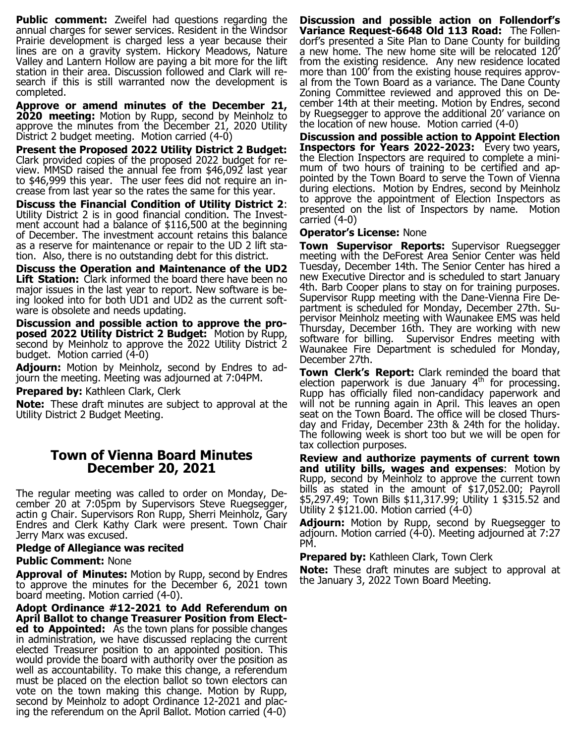**Public comment:** Zweifel had questions regarding the annual charges for sewer services. Resident in the Windsor Prairie development is charged less a year because their lines are on a gravity system. Hickory Meadows, Nature Valley and Lantern Hollow are paying a bit more for the lift station in their area. Discussion followed and Clark will research if this is still warranted now the development is completed.

**Approve or amend minutes of the December 21, 2020 meeting:** Motion by Rupp, second by Meinholz to approve the minutes from the December 21, 2020 Utility District 2 budget meeting. Motion carried (4-0)

**Present the Proposed 2022 Utility District 2 Budget:** Clark provided copies of the proposed 2022 budget for review. MMSD raised the annual fee from $46,092 last year to $46,999 this year. The user fees did not require an increase from last year so the rates the same for this year.

**Discuss the Financial Condition of Utility District 2**: Utility District 2 is in good financial condition. The Investment account had a balance of $116,500 at the beginning of December. The investment account retains this balance as a reserve for maintenance or repair to the UD 2 lift station. Also, there is no outstanding debt for this district.

**Discuss the Operation and Maintenance of the UD2 Lift Station:** Clark informed the board there have been no major issues in the last year to report. New software is being looked into for both UD1 and UD2 as the current software is obsolete and needs updating.

**Discussion and possible action to approve the proposed 2022 Utility District 2 Budget:** Motion by Rupp, second by Meinholz to approve the 2022 Utility District 2 budget. Motion carried (4-0)

**Adjourn:** Motion by Meinholz, second by Endres to adjourn the meeting. Meeting was adjourned at 7:04PM.

**Prepared by:** Kathleen Clark, Clerk

**Note:** These draft minutes are subject to approval at the Utility District 2 Budget Meeting.

## Town of Vienna Board Minutes December 20, 2021

The regular meeting was called to order on Monday, December 20 at 7:05pm by Supervisors Steve Ruegsegger, actin g Chair. Supervisors Ron Rupp, Sherri Meinholz, Gary Endres and Clerk Kathy Clark were present. Town Chair Jerry Marx was excused.

**Pledge of Allegiance was recited**

**Public Comment:** None

**Approval of Minutes:** Motion by Rupp, second by Endres to approve the minutes for the December 6, 2021 town board meeting. Motion carried (4-0).

**Adopt Ordinance #12-2021 to Add Referendum on April Ballot to change Treasurer Position from Elected to Appointed:** As the town plans for possible changes in administration, we have discussed replacing the current elected Treasurer position to an appointed position. This would provide the board with authority over the position as well as accountability. To make this change, a referendum must be placed on the election ballot so town electors can vote on the town making this change. Motion by Rupp, second by Meinholz to adopt Ordinance 12-2021 and placing the referendum on the April Ballot. Motion carried (4-0)

**Discussion and possible action on Follendorf's Variance Request-6648 Old 113 Road:** The Follendorf's presented a Site Plan to Dane County for building a new home. The new home site will be relocated 120' from the existing residence. Any new residence located more than 100' from the existing house requires approval from the Town Board as a variance. The Dane County Zoning Committee reviewed and approved this on December 14th at their meeting. Motion by Endres, second by Ruegsegger to approve the additional 20' variance on the location of new house. Motion carried (4-0)

**Discussion and possible action to Appoint Election Inspectors for Years 2022-2023:** Every two years, the Election Inspectors are required to complete a minimum of two hours of training to be certified and appointed by the Town Board to serve the Town of Vienna during elections. Motion by Endres, second by Meinholz to approve the appointment of Election Inspectors as presented on the list of Inspectors by name. Motion carried (4-0)

**Operator's License:** None

**Town Supervisor Reports:** Supervisor Ruegsegger meeting with the DeForest Area Senior Center was held Tuesday, December 14th. The Senior Center has hired a new Executive Director and is scheduled to start January 4th. Barb Cooper plans to stay on for training purposes. Supervisor Rupp meeting with the Dane-Vienna Fire Department is scheduled for Monday, December 27th. Supervisor Meinholz meeting with Waunakee EMS was held Thursday, December 16th. They are working with new software for billing. Supervisor Endres meeting with Waunakee Fire Department is scheduled for Monday, December 27th.

**Town Clerk's Report:** Clark reminded the board that election paperwork is due January 4th for processing. Rupp has officially filed non-candidacy paperwork and will not be running again in April. This leaves an open seat on the Town Board. The office will be closed Thursday and Friday, December 23th & 24th for the holiday. The following week is short too but we will be open for tax collection purposes.

**Review and authorize payments of current town and utility bills, wages and expenses**: Motion by Rupp, second by Meinholz to approve the current town bills as stated in the amount of $17,052.00; Payroll $5,297.49; Town Bills $11,317.99; Utility 1 $315.52 and Utility 2 $121.00. Motion carried (4-0)

**Adjourn:** Motion by Rupp, second by Ruegsegger to adjourn. Motion carried (4-0). Meeting adjourned at 7:27 PM.

**Prepared by:** Kathleen Clark, Town Clerk

**Note:** These draft minutes are subject to approval at the January 3, 2022 Town Board Meeting.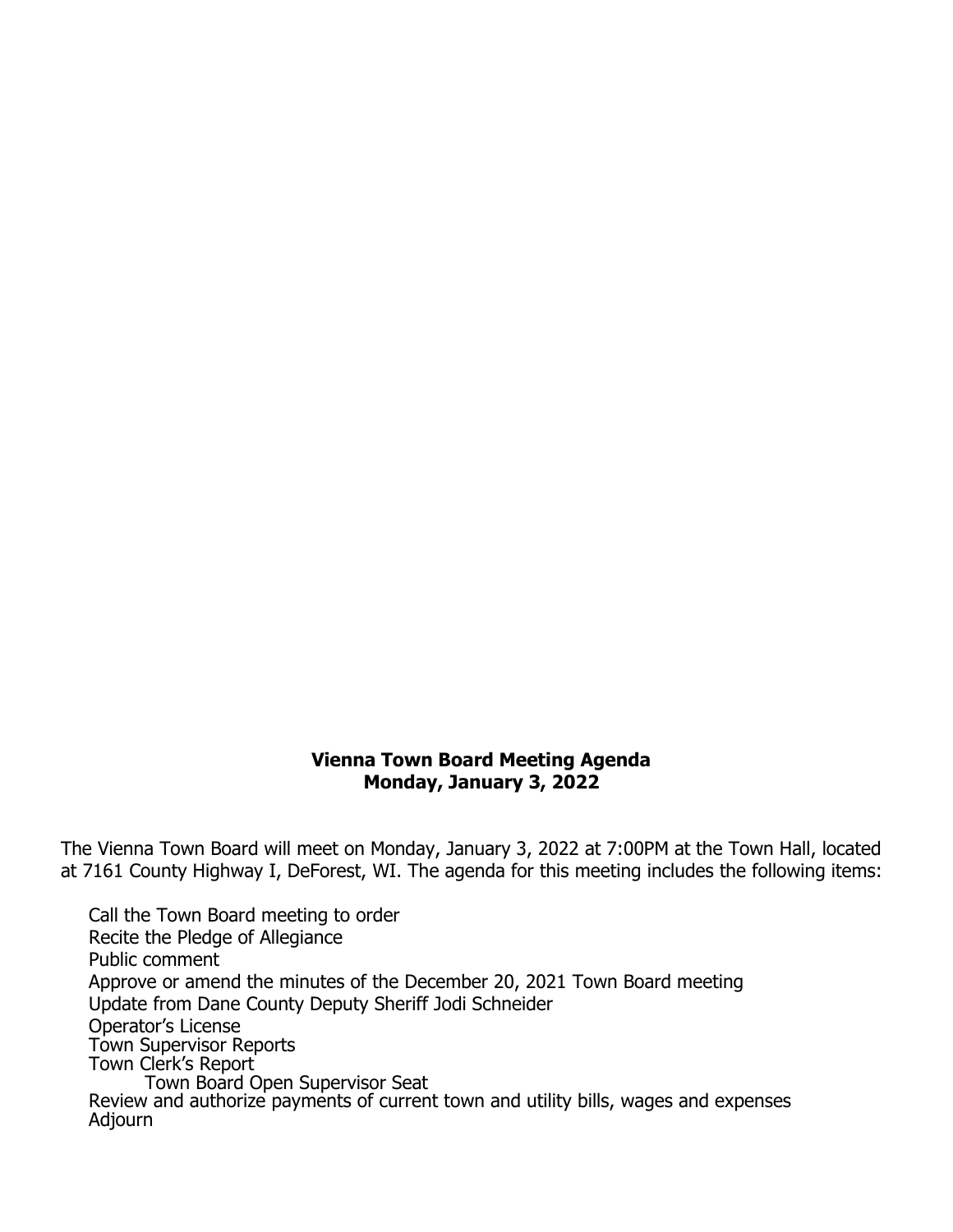**Vienna Town Board Meeting Agenda**
**Monday, January 3, 2022**

The Vienna Town Board will meet on Monday, January 3, 2022 at 7:00PM at the Town Hall, located at 7161 County Highway I, DeForest, WI. The agenda for this meeting includes the following items:

- Call the Town Board meeting to order
- Recite the Pledge of Allegiance
- Public comment
- Approve or amend the minutes of the December 20, 2021 Town Board meeting
- Update from Dane County Deputy Sheriff Jodi Schneider
- Operator's License
- Town Supervisor Reports
- Town Clerk's Report
    - Town Board Open Supervisor Seat
- Review and authorize payments of current town and utility bills, wages and expenses
- Adjourn